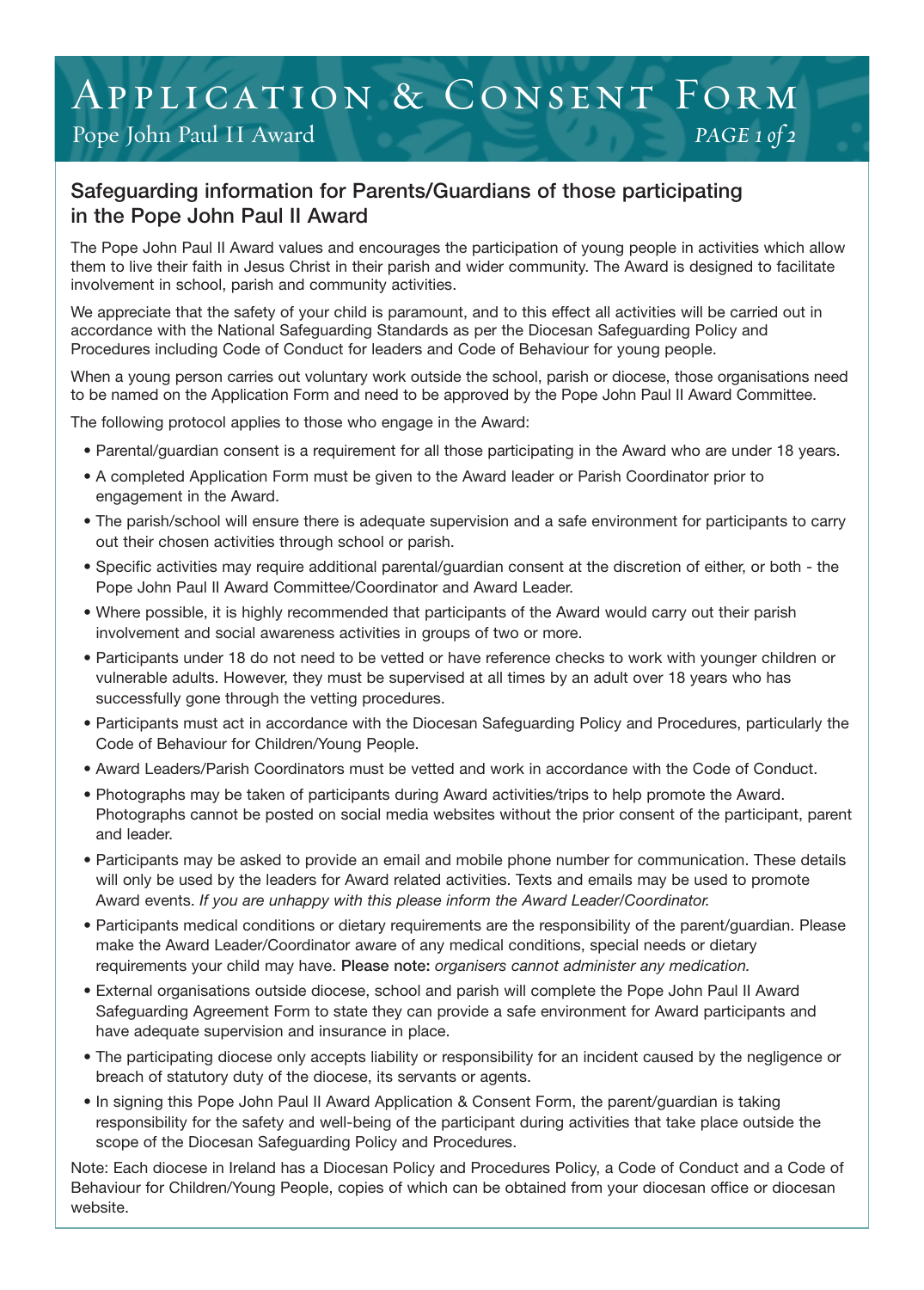# Application & Consent Form

Pope John Paul II Award

## Safeguarding information for Parents/Guardians of those participating in the Pope John Paul II Award

The Pope John Paul II Award values and encourages the participation of young people in activities which allow them to live their faith in Jesus Christ in their parish and wider community. The Award is designed to facilitate involvement in school, parish and community activities.

We appreciate that the safety of your child is paramount, and to this effect all activities will be carried out in accordance with the National Safeguarding Standards as per the Diocesan Safeguarding Policy and Procedures including Code of Conduct for leaders and Code of Behaviour for young people.

When a young person carries out voluntary work outside the school, parish or diocese, those organisations need to be named on the Application Form and need to be approved by the Pope John Paul II Award Committee.

The following protocol applies to those who engage in the Award:

- Parental/guardian consent is a requirement for all those participating in the Award who are under 18 years.
- A completed Application Form must be given to the Award leader or Parish Coordinator prior to engagement in the Award.
- The parish/school will ensure there is adequate supervision and a safe environment for participants to carry out their chosen activities through school or parish.
- Specific activities may require additional parental/guardian consent at the discretion of either, or both - the Pope John Paul II Award Committee/Coordinator and Award Leader.
- Where possible, it is highly recommended that participants of the Award would carry out their parish involvement and social awareness activities in groups of two or more.
- Participants under 18 do not need to be vetted or have reference checks to work with younger children or vulnerable adults. However, they must be supervised at all times by an adult over 18 years who has successfully gone through the vetting procedures.
- Participants must act in accordance with the Diocesan Safeguarding Policy and Procedures, particularly the Code of Behaviour for Children/Young People.
- Award Leaders/Parish Coordinators must be vetted and work in accordance with the Code of Conduct.
- Photographs may be taken of participants during Award activities/trips to help promote the Award. Photographs cannot be posted on social media websites without the prior consent of the participant, parent and leader.
- Participants may be asked to provide an email and mobile phone number for communication. These details will only be used by the leaders for Award related activities. Texts and emails may be used to promote Award events. *If you are unhappy with this please inform the Award Leader/Coordinator.*
- Participants medical conditions or dietary requirements are the responsibility of the parent/guardian. Please make the Award Leader/Coordinator aware of any medical conditions, special needs or dietary requirements your child may have. Please note: *organisers cannot administer any medication.*
- External organisations outside diocese, school and parish will complete the Pope John Paul II Award Safeguarding Agreement Form to state they can provide a safe environment for Award participants and have adequate supervision and insurance in place.
- The participating diocese only accepts liability or responsibility for an incident caused by the negligence or breach of statutory duty of the diocese, its servants or agents.
- In signing this Pope John Paul II Award Application & Consent Form, the parent/guardian is taking responsibility for the safety and well-being of the participant during activities that take place outside the scope of the Diocesan Safeguarding Policy and Procedures.

Note: Each diocese in Ireland has a Diocesan Policy and Procedures Policy, a Code of Conduct and a Code of Behaviour for Children/Young People, copies of which can be obtained from your diocesan office or diocesan website.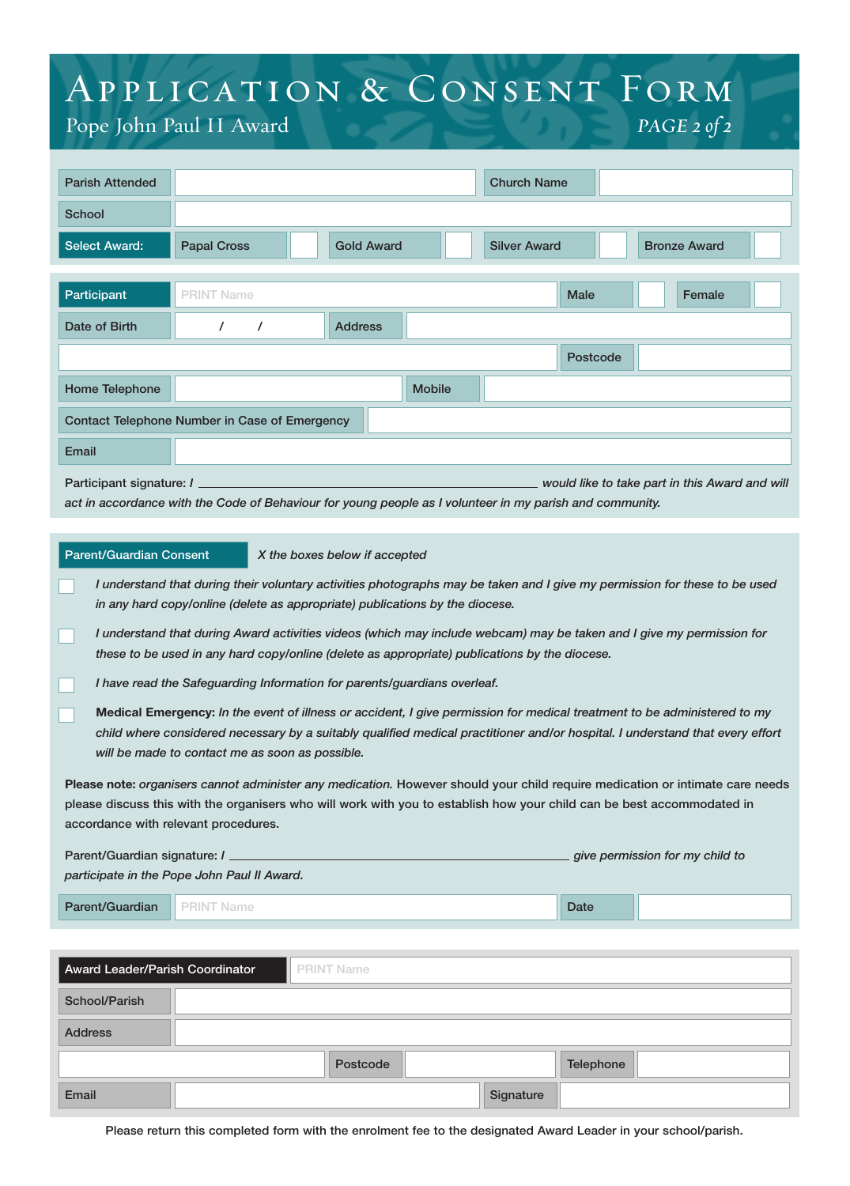# Application & Consent Form

Pope John Paul II Award

PAGE 2 of 2

| | | | |
|---|---|---|---|
| Parish Attended | | Church Name | |
| School | | | |

| | | | | | | | | |
|---|---|---|---|---|---|---|---|---|
| Select Award: | Papal Cross | ☐ | Gold Award | ☐ | Silver Award | ☐ | Bronze Award | ☐ |

| | | | | | |
|---|---|---|---|---|---|
| Participant | PRINT Name | Male | ☐ | Female | ☐ |
| Date of Birth | / / | Address | | | |
| | | Postcode | | | |
| Home Telephone | | Mobile | | | |
| Contact Telephone Number in Case of Emergency | | | | | |
| Email | | | | | |

Participant signature: I ______________________________ *would like to take part in this Award and will act in accordance with the Code of Behaviour for young people as I volunteer in my parish and community.*

**Parent/Guardian Consent** *X the boxes below if accepted*

- ☐ *I understand that during their voluntary activities photographs may be taken and I give my permission for these to be used in any hard copy/online (delete as appropriate) publications by the diocese.*
- ☐ *I understand that during Award activities videos (which may include webcam) may be taken and I give my permission for these to be used in any hard copy/online (delete as appropriate) publications by the diocese.*
- ☐ *I have read the Safeguarding Information for parents/guardians overleaf.*
- ☐ **Medical Emergency:** *In the event of illness or accident, I give permission for medical treatment to be administered to my child where considered necessary by a suitably qualified medical practitioner and/or hospital. I understand that every effort will be made to contact me as soon as possible.*

**Please note:** *organisers cannot administer any medication.* However should your child require medication or intimate care needs please discuss this with the organisers who will work with you to establish how your child can be best accommodated in accordance with relevant procedures.

Parent/Guardian signature: I ______________________________ *give permission for my child to participate in the Pope John Paul II Award.*

| | | | |
|---|---|---|---|
| Parent/Guardian | PRINT Name | Date | |

| | | | | | |
|---|---|---|---|---|---|
| Award Leader/Parish Coordinator | PRINT Name | | | | |
| School/Parish | | | | | |
| Address | | | | | |
| | | Postcode | | Telephone | |
| Email | | | Signature | | |

Please return this completed form with the enrolment fee to the designated Award Leader in your school/parish.